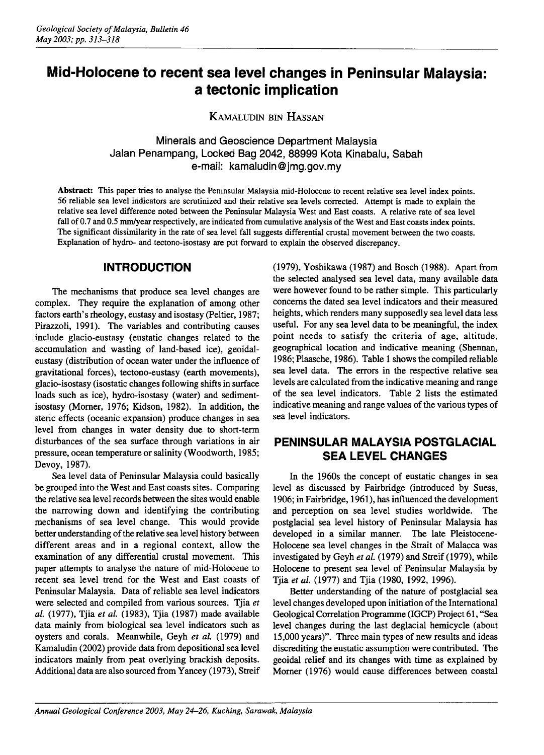# Mid-Holocene to recent sea level changes in Peninsular Malaysia: a tectonic implication

KAMALUDIN BIN HASSAN

Minerals and Geoscience Department Malaysia
Jalan Penampang, Locked Bag 2042, 88999 Kota Kinabalu, Sabah
e-mail: kamaludin@jmg.gov.my

**Abstract:** This paper tries to analyse the Peninsular Malaysia mid-Holocene to recent relative sea level index points. 56 reliable sea level indicators are scrutinized and their relative sea levels corrected. Attempt is made to explain the relative sea level difference noted between the Peninsular Malaysia West and East coasts. A relative rate of sea level fall of 0.7 and 0.5 mm/year respectively, are indicated from cumulative analysis of the West and East coasts index points. The significant dissimilarity in the rate of sea level fall suggests differential crustal movement between the two coasts. Explanation of hydro- and tectono-isostasy are put forward to explain the observed discrepancy.

## INTRODUCTION

The mechanisms that produce sea level changes are complex. They require the explanation of among other factors earth's rheology, eustasy and isostasy (Peltier, 1987; Pirazzoli, 1991). The variables and contributing causes include glacio-eustasy (eustatic changes related to the accumulation and wasting of land-based ice), geoidal-eustasy (distribution of ocean water under the influence of gravitational forces), tectono-eustasy (earth movements), glacio-isostasy (isostatic changes following shifts in surface loads such as ice), hydro-isostasy (water) and sediment-isostasy (Morner, 1976; Kidson, 1982). In addition, the steric effects (oceanic expansion) produce changes in sea level from changes in water density due to short-term disturbances of the sea surface through variations in air pressure, ocean temperature or salinity (Woodworth, 1985; Devoy, 1987).

Sea level data of Peninsular Malaysia could basically be grouped into the West and East coasts sites. Comparing the relative sea level records between the sites would enable the narrowing down and identifying the contributing mechanisms of sea level change. This would provide better understanding of the relative sea level history between different areas and in a regional context, allow the examination of any differential crustal movement. This paper attempts to analyse the nature of mid-Holocene to recent sea level trend for the West and East coasts of Peninsular Malaysia. Data of reliable sea level indicators were selected and compiled from various sources. Tjia *et al.* (1977), Tjia *et al.* (1983), Tjia (1987) made available data mainly from biological sea level indicators such as oysters and corals. Meanwhile, Geyh *et al.* (1979) and Kamaludin (2002) provide data from depositional sea level indicators mainly from peat overlying brackish deposits. Additional data are also sourced from Yancey (1973), Streif (1979), Yoshikawa (1987) and Bosch (1988). Apart from the selected analysed sea level data, many available data were however found to be rather simple. This particularly concerns the dated sea level indicators and their measured heights, which renders many supposedly sea level data less useful. For any sea level data to be meaningful, the index point needs to satisfy the criteria of age, altitude, geographical location and indicative meaning (Shennan, 1986; Plaasche, 1986). Table 1 shows the compiled reliable sea level data. The errors in the respective relative sea levels are calculated from the indicative meaning and range of the sea level indicators. Table 2 lists the estimated indicative meaning and range values of the various types of sea level indicators.

## PENINSULAR MALAYSIA POSTGLACIAL SEA LEVEL CHANGES

In the 1960s the concept of eustatic changes in sea level as discussed by Fairbridge (introduced by Suess, 1906; in Fairbridge, 1961), has influenced the development and perception on sea level studies worldwide. The postglacial sea level history of Peninsular Malaysia has developed in a similar manner. The late Pleistocene-Holocene sea level changes in the Strait of Malacca was investigated by Geyh *et al.* (1979) and Streif (1979), while Holocene to present sea level of Peninsular Malaysia by Tjia *et al.* (1977) and Tjia (1980, 1992, 1996).

Better understanding of the nature of postglacial sea level changes developed upon initiation of the International Geological Correlation Programme (IGCP) Project 61, "Sea level changes during the last deglacial hemicycle (about 15,000 years)". Three main types of new results and ideas discrediting the eustatic assumption were contributed. The geoidal relief and its changes with time as explained by Morner (1976) would cause differences between coastal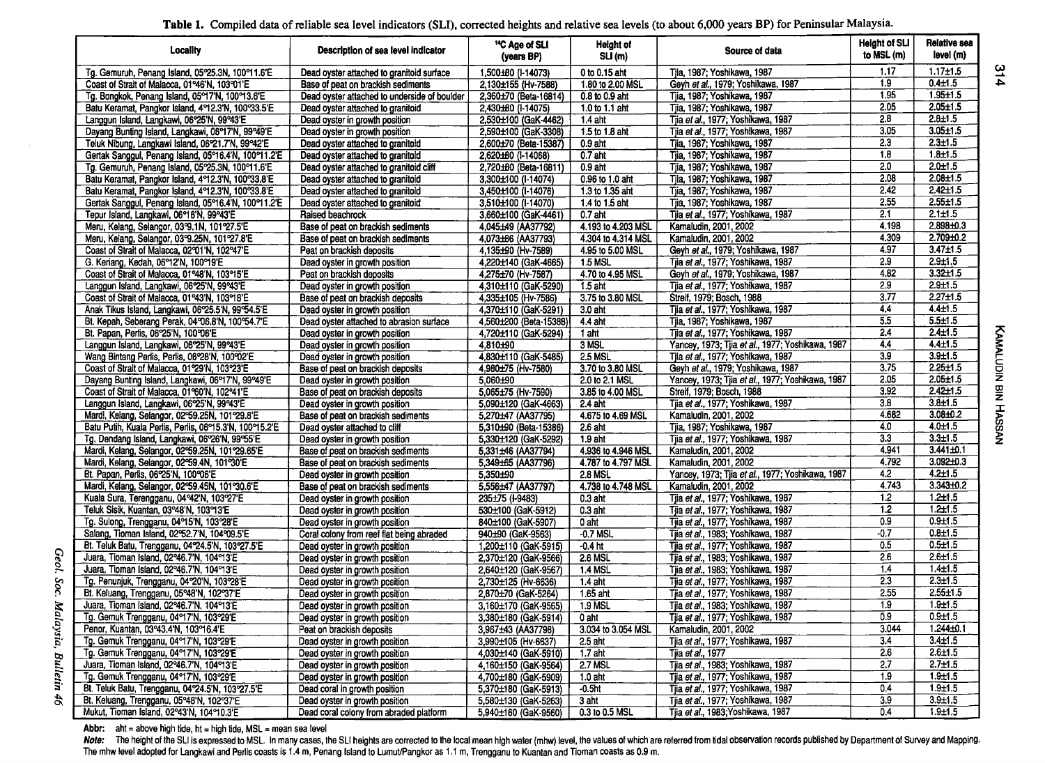**Table 1.** Compiled data of reliable sea level indicators (SLI), corrected heights and relative sea levels (to about 6,000 years BP) for Peninsular Malaysia.

| Locality | Description of sea level indicator | $^{14}$C Age of SLI (years BP) | Height of SLI (m) | Source of data | Height of SLI to MSL (m) | Relative sea level (m) |
|---|---|---|---|---|---|---|
| Tg. Gemuruh, Penang Island, 05°25.3N, 100°11.6'E | Dead oyster attached to granitoid surface | 1,500±80 (I-14073) | 0 to 0.15 aht | Tjia, 1987; Yoshikawa, 1987 | 1.17 | 1.17±1.5 |
| Coast of Strait of Malacca, 01°46'N, 103°01'E | Base of peat on brackish sediments | 2,130±155 (Hv-7588) | 1.80 to 2.00 MSL | Geyh *et al.*, 1979; Yoshikawa, 1987 | 1.9 | 0.4±1.5 |
| Tg. Bongkok, Penang Island, 05°17'N, 100°13.6'E | Dead oyster attached to underside of boulder | 2,360±70 (Beta-16814) | 0.8 to 0.9 aht | Tjia, 1987; Yoshikawa, 1987 | 1.95 | 1.95±1.5 |
| Batu Keramat, Pangkor Island, 4°12.3'N, 100°33.5'E | Dead oyster attached to granitoid | 2,430±80 (I-14075) | 1.0 to 1.1 aht | Tjia, 1987; Yoshikawa, 1987 | 2.05 | 2.05±1.5 |
| Langgun Island, Langkawi, 06°25'N, 99°43'E | Dead oyster in growth position | 2,530±100 (GaK-4462) | 1.4 aht | Tjia *et al.*, 1977; Yoshikawa, 1987 | 2.8 | 2.8±1.5 |
| Dayang Bunting Island, Langkawi, 06°17'N, 99°49'E | Dead oyster in growth position | 2,590±100 (GaK-3308) | 1.5 to 1.8 aht | Tjia *et al.*, 1977; Yoshikawa, 1987 | 3.05 | 3.05±1.5 |
| Teluk Nibung, Langkawi Island, 06°21.7'N, 99°42'E | Dead oyster attached to granitoid | 2,600±70 (Beta-15387) | 0.9 aht | Tjia, 1987; Yoshikawa, 1987 | 2.3 | 2.3±1.5 |
| Gertak Sanggul, Penang Island, 05°16.4'N, 100°11.2'E | Dead oyster attached to granitoid | 2,620±80 (I-14068) | 0.7 aht | Tjia, 1987; Yoshikawa, 1987 | 1.8 | 1.8±1.5 |
| Tg. Gemuruh, Penang Island, 05°25.3N, 100°11.6'E | Dead oyster attached to granitoid cliff | 2,720±80 (Beta-16811) | 0.9 aht | Tjia, 1987; Yoshikawa, 1987 | 2.0 | 2.0±1.5 |
| Batu Keramat, Pangkor Island, 4°12.3'N, 100°33.8'E | Dead oyster attached to granitoid | 3,300±100 (I-14074) | 0.96 to 1.0 aht | Tjia, 1987; Yoshikawa, 1987 | 2.08 | 2.08±1.5 |
| Batu Keramat, Pangkor Island, 4°12.3'N, 100°33.8'E | Dead oyster attached to granitoid | 3,450±100 (I-14076) | 1.3 to 1.35 aht | Tjia, 1987; Yoshikawa, 1987 | 2.42 | 2.42±1.5 |
| Gertak Sanggul, Penang Island, 05°16.4'N, 100°11.2'E | Dead oyster attached to granitoid | 3,510±100 (I-14070) | 1.4 to 1.5 aht | Tjia, 1987; Yoshikawa, 1987 | 2.55 | 2.55±1.5 |
| Tepur Island, Langkawi, 06°16'N, 99°43'E | Raised beachrock | 3,660±100 (GaK-4461) | 0.7 aht | Tjia *et al.*, 1977; Yoshikawa, 1987 | 2.1 | 2.1±1.5 |
| Meru, Kelang, Selangor, 03°9.1N, 101°27.5'E | Base of peat on brackish sediments | 4,045±49 (AA37792) | 4.193 to 4.203 MSL | Kamaludin, 2001, 2002 | 4.198 | 2.898±0.3 |
| Meru, Kelang, Selangor, 03°9.25N, 101°27.8'E | Base of peat on brackish sediments | 4,073±86 (AA37793) | 4.304 to 4.314 MSL | Kamaludin, 2001, 2002 | 4.309 | 2.709±0.2 |
| Coast of Strait of Malacca, 02°01'N, 102°47'E | Peat on brackish deposits | 4,135±90 (Hv-7589) | 4.95 to 5.00 MSL | Geyh *et al.*, 1979; Yoshikawa, 1987 | 4.97 | 3.47±1.5 |
| G. Keriang, Kedah, 06°12'N, 100°19'E | Dead oyster in growth position | 4,220±140 (GaK-4665) | 1.5 MSL | Tjia *et al.*, 1977; Yoshikawa, 1987 | 2.9 | 2.9±1.5 |
| Coast of Strait of Malacca, 01°48'N, 103°15'E | Peat on brackish deposits | 4,275±70 (Hv-7587) | 4.70 to 4.95 MSL | Geyh *et al.*, 1979; Yoshikawa, 1987 | 4.82 | 3.32±1.5 |
| Langgun Island, Langkawi, 06°25'N, 99°43'E | Dead oyster in growth position | 4,310±110 (GaK-5290) | 1.5 aht | Tjia *et al.*, 1977; Yoshikawa, 1987 | 2.9 | 2.9±1.5 |
| Coast of Strait of Malacca, 01°43'N, 103°18'E | Base of peat on brackish deposits | 4,335±105 (Hv-7586) | 3.75 to 3.80 MSL | Streif, 1979; Bosch, 1988 | 3.77 | 2.27±1.5 |
| Anak Tikus Island, Langkawi, 06°25.5'N, 99°54.5'E | Dead oyster in growth position | 4,370±110 (GaK-5291) | 3.0 aht | Tjia *et al.*, 1977; Yoshikawa, 1987 | 4.4 | 4.4±1.5 |
| Bt. Kepah, Seberang Perak, 04°06.8'N, 100°54.7'E | Dead oyster attached to abrasion surface | 4,560±200 (Beta-15388) | 4.4 aht | Tjia, 1987; Yoshikawa, 1987 | 5.5 | 5.5±1.5 |
| Bt. Papan, Perlis, 06°25'N, 100°06'E | Dead oyster in growth position | 4,720±110 (GaK-5294) | 1 aht | Tjia *et al.*, 1977; Yoshikawa, 1987 | 2.4 | 2.4±1.5 |
| Langgun Island, Langkawi, 06°25'N, 99°43'E | Dead oyster in growth position | 4,810±90 | 3 MSL | Yancey, 1973; Tjia *et al.*, 1977; Yoshikawa, 1987 | 4.4 | 4.4±1.5 |
| Wang Bintang Perlis, Perlis, 06°28'N, 100°02'E | Dead oyster in growth position | 4,830±110 (GaK-5485) | 2.5 MSL | Tjia *et al.*, 1977; Yoshikawa, 1987 | 3.9 | 3.9±1.5 |
| Coast of Strait of Malacca, 01°29'N, 103°23'E | Base of peat on brackish deposits | 4,980±75 (Hv-7580) | 3.70 to 3.80 MSL | Geyh *et al.*, 1979; Yoshikawa, 1987 | 3.75 | 2.25±1.5 |
| Dayang Bunting Island, Langkawi, 06°17'N, 99°49'E | Dead oyster in growth position | 5,060±90 | 2.0 to 2.1 MSL | Yancey, 1973; Tjia *et al.*, 1977; Yoshikawa, 1987 | 2.05 | 2.05±1.5 |
| Coast of Strait of Malacca, 01°60'N, 102°41'E | Base of peat on brackish deposits | 5,065±75 (Hv-7590) | 3.85 to 4.00 MSL | Streif, 1979; Bosch, 1988 | 3.92 | 2.42±1.5 |
| Langgun Island, Langkawi, 06°25'N, 99°43'E | Dead oyster in growth position | 5,090±120 (GaK-4663) | 2.4 aht | Tjia *et al.*, 1977; Yoshikawa, 1987 | 3.8 | 3.8±1.5 |
| Mardi, Kelang, Selangor, 02°59.25N, 101°29.8'E | Base of peat on brackish sediments | 5,270±47 (AA37795) | 4.675 to 4.69 MSL | Kamaludin, 2001, 2002 | 4.682 | 3.08±0.2 |
| Batu Putih, Kuala Perlis, Perlis, 06°15.3'N, 100°15.2'E | Dead oyster attached to cliff | 5,310±90 (Beta-15386) | 2.6 aht | Tjia, 1987; Yoshikawa, 1987 | 4.0 | 4.0±1.5 |
| Tg. Dendang Island, Langkawi, 06°26'N, 99°55'E | Dead oyster in growth position | 5,330±120 (GaK-5292) | 1.9 aht | Tjia *et al.*, 1977; Yoshikawa, 1987 | 3.3 | 3.3±1.5 |
| Mardi, Kelang, Selangor, 02°59.25N, 101°29.65'E | Base of peat on brackish sediments | 5,331±46 (AA37794) | 4.936 to 4.946 MSL | Kamaludin, 2001, 2002 | 4.941 | 3.441±0.1 |
| Mardi, Kelang, Selangor, 02°59.4N, 101°30'E | Base of peat on brackish sediments | 5,349±65 (AA37796) | 4.787 to 4.797 MSL | Kamaludin, 2001, 2002 | 4.792 | 3.092±0.3 |
| Bt. Papan, Perlis, 06°25'N, 100°06'E | Dead oyster in growth position | 5,350±90 | 2.8 MSL | Yancey, 1973; Tjia *et al.*, 1977; Yoshikawa, 1987 | 4.2 | 4.2±1.5 |
| Mardi, Kelang, Selangor, 02°59.45N, 101°30.6'E | Base of peat on brackish sediments | 5,556±47 (AA37797) | 4.738 to 4.748 MSL | Kamaludin, 2001, 2002 | 4.743 | 3.343±0.2 |
| Kuala Sura, Terengganu, 04°42'N, 103°27'E | Dead oyster in growth position | 235±75 (I-9483) | 0.3 aht | Tjia *et al.*, 1977; Yoshikawa, 1987 | 1.2 | 1.2±1.5 |
| Teluk Sisik, Kuantan, 03°48'N, 103°13'E | Dead oyster in growth position | 530±100 (GaK-5912) | 0.3 aht | Tjia *et al.*, 1977; Yoshikawa, 1987 | 1.2 | 1.2±1.5 |
| Tg. Sulong, Trengganu, 04°15'N, 103°28'E | Dead oyster in growth position | 840±100 (GaK-5907) | 0 aht | Tjia *et al.*, 1977; Yoshikawa, 1987 | 0.9 | 0.9±1.5 |
| Salang, Tioman Island, 02°52.7'N, 104°09.5'E | Coral colony from reef flat being abraded | 940±90 (GaK-9563) | -0.7 MSL | Tjia *et al.*, 1983; Yoshikawa, 1987 | -0.7 | 0.8±1.5 |
| Bt. Teluk Batu, Trengganu, 04°24.5'N, 103°27.5'E | Dead oyster in growth position | 1,200±110 (GaK-5915) | -0.4 ht | Tjia *et al.*, 1977; Yoshikawa, 1987 | 0.5 | 0.5±1.5 |
| Juara, Tioman Island, 02°46.7'N, 104°13'E | Dead oyster in growth position | 2,370±120 (GaK-9566) | 2.6 MSL | Tjia *et al.*, 1983; Yoshikawa, 1987 | 2.6 | 2.6±1.5 |
| Juara, Tioman Island, 02°46.7'N, 104°13'E | Dead oyster in growth position | 2,640±120 (GaK-9567) | 1.4 MSL | Tjia *et al.*, 1983; Yoshikawa, 1987 | 1.4 | 1.4±1.5 |
| Tg. Penunjuk, Trengganu, 04°20'N, 103°28'E | Dead oyster in growth position | 2,730±125 (Hv-6636) | 1.4 aht | Tjia *et al.*, 1977; Yoshikawa, 1987 | 2.3 | 2.3±1.5 |
| Bt. Keluang, Trengganu, 05°48'N, 102°37'E | Dead oyster in growth position | 2,870±70 (GaK-5264) | 1.65 aht | Tjia *et al.*, 1977; Yoshikawa, 1987 | 2.55 | 2.55±1.5 |
| Juara, Tioman Island, 02°46.7'N, 104°13'E | Dead oyster in growth position | 3,160±170 (GaK-9565) | 1.9 MSL | Tjia *et al.*, 1983; Yoshikawa, 1987 | 1.9 | 1.9±1.5 |
| Tg. Gemuk Trengganu, 04°17'N, 103°29'E | Dead oyster in growth position | 3,380±180 (GaK-5914) | 0 aht | Tjia *et al.*, 1977; Yoshikawa, 1987 | 0.9 | 0.9±1.5 |
| Penor, Kuantan, 03°43.4'N, 103°16.4'E | Peat on brackish deposits | 3,967±43 (AA37798) | 3.034 to 3.054 MSL | Kamaludin, 2001, 2002 | 3.044 | 1.244±0.1 |
| Tg. Gemuk Trengganu, 04°17'N, 103°29'E | Dead oyster in growth position | 3,990±105 (Hv-6637) | 2.5 aht | Tjia *et al.*, 1977; Yoshikawa, 1987 | 3.4 | 3.4±1.5 |
| Tg. Gemuk Trengganu, 04°17'N, 103°29'E | Dead oyster in growth position | 4,030±140 (GaK-5910) | 1.7 aht | Tjia *et al.*, 1977 | 2.6 | 2.6±1.5 |
| Juara, Tioman Island, 02°46.7'N, 104°13'E | Dead oyster in growth position | 4,160±150 (GaK-9564) | 2.7 MSL | Tjia *et al.*, 1983; Yoshikawa, 1987 | 2.7 | 2.7±1.5 |
| Tg. Gemuk Trengganu, 04°17'N, 103°29'E | Dead oyster in growth position | 4,700±180 (GaK-5909) | 1.0 aht | Tjia *et al.*, 1977; Yoshikawa, 1987 | 1.9 | 1.9±1.5 |
| Bt. Teluk Batu, Trengganu, 04°24.5'N, 103°27.5'E | Dead coral in growth position | 5,370±180 (GaK-5913) | -0.5ht | Tjia *et al.*, 1977; Yoshikawa, 1987 | 0.4 | 1.9±1.5 |
| Bt. Keluang, Trengganu, 05°48'N, 102°37'E | Dead oyster in growth position | 5,580±130 (GaK-5263) | 3 aht | Tjia *et al.*, 1977; Yoshikawa, 1987 | 3.9 | 3.9±1.5 |
| Mukut, Tioman Island, 02°43'N, 104°10.3'E | Dead coral colony from abraded platform | 5,940±160 (GaK-9560) | 0.3 to 0.5 MSL | Tjia *et al.*, 1983;Yoshikawa, 1987 | 0.4 | 1.9±1.5 |

**Abbr:** aht = above high tide, ht = high tide, MSL = mean sea level

***Note:*** The height of the SLI is expressed to MSL. In many cases, the SLI heights are corrected to the local mean high water (mhw) level, the values of which are referred from tidal observation records published by Department of Survey and Mapping. The mhw level adopted for Langkawi and Perlis coasts is 1.4 m, Penang Island to Lumut/Pangkor as 1.1 m, Trengganu to Kuantan and Tioman coasts as 0.9 m.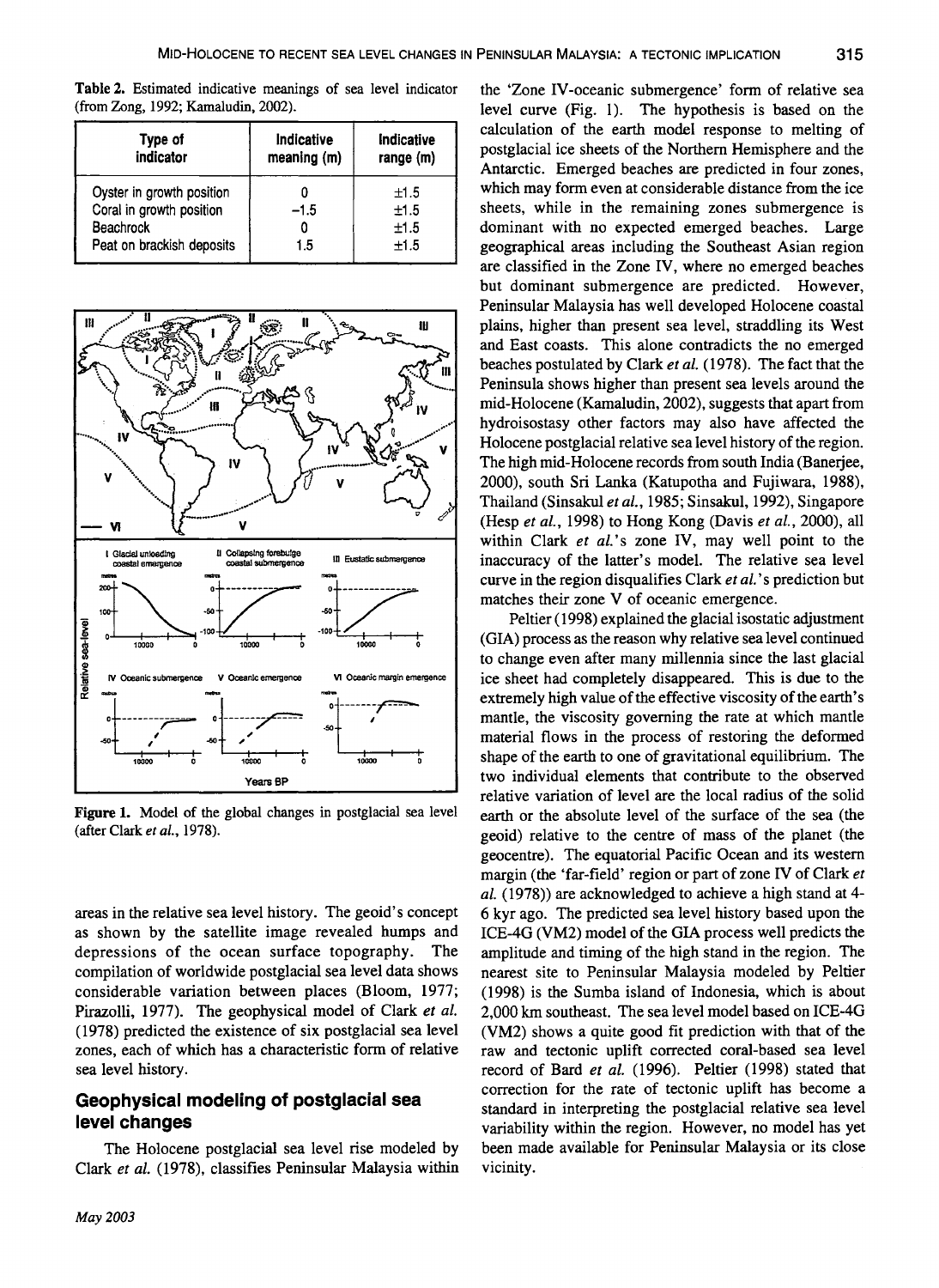Table 2. Estimated indicative meanings of sea level indicator (from Zong, 1992; Kamaludin, 2002).

| Type of indicator | Indicative meaning (m) | Indicative range (m) |
|---|---|---|
| Oyster in growth position | 0 | ±1.5 |
| Coral in growth position | −1.5 | ±1.5 |
| Beachrock | 0 | ±1.5 |
| Peat on brackish deposits | 1.5 | ±1.5 |

Figure 1. Model of the global changes in postglacial sea level (after Clark *et al.*, 1978).

areas in the relative sea level history. The geoid's concept as shown by the satellite image revealed humps and depressions of the ocean surface topography. The compilation of worldwide postglacial sea level data shows considerable variation between places (Bloom, 1977; Pirazolli, 1977). The geophysical model of Clark *et al.* (1978) predicted the existence of six postglacial sea level zones, each of which has a characteristic form of relative sea level history.

## Geophysical modeling of postglacial sea level changes

The Holocene postglacial sea level rise modeled by Clark *et al.* (1978), classifies Peninsular Malaysia within the 'Zone IV-oceanic submergence' form of relative sea level curve (Fig. 1). The hypothesis is based on the calculation of the earth model response to melting of postglacial ice sheets of the Northern Hemisphere and the Antarctic. Emerged beaches are predicted in four zones, which may form even at considerable distance from the ice sheets, while in the remaining zones submergence is dominant with no expected emerged beaches. Large geographical areas including the Southeast Asian region are classified in the Zone IV, where no emerged beaches but dominant submergence are predicted. However, Peninsular Malaysia has well developed Holocene coastal plains, higher than present sea level, straddling its West and East coasts. This alone contradicts the no emerged beaches postulated by Clark *et al.* (1978). The fact that the Peninsula shows higher than present sea levels around the mid-Holocene (Kamaludin, 2002), suggests that apart from hydroisostasy other factors may also have affected the Holocene postglacial relative sea level history of the region. The high mid-Holocene records from south India (Banerjee, 2000), south Sri Lanka (Katupotha and Fujiwara, 1988), Thailand (Sinsakul *et al.*, 1985; Sinsakul, 1992), Singapore (Hesp *et al.*, 1998) to Hong Kong (Davis *et al.*, 2000), all within Clark *et al.*'s zone IV, may well point to the inaccuracy of the latter's model. The relative sea level curve in the region disqualifies Clark *et al.*'s prediction but matches their zone V of oceanic emergence.

Peltier (1998) explained the glacial isostatic adjustment (GIA) process as the reason why relative sea level continued to change even after many millennia since the last glacial ice sheet had completely disappeared. This is due to the extremely high value of the effective viscosity of the earth's mantle, the viscosity governing the rate at which mantle material flows in the process of restoring the deformed shape of the earth to one of gravitational equilibrium. The two individual elements that contribute to the observed relative variation of level are the local radius of the solid earth or the absolute level of the surface of the sea (the geoid) relative to the centre of mass of the planet (the geocentre). The equatorial Pacific Ocean and its western margin (the 'far-field' region or part of zone IV of Clark *et al.* (1978)) are acknowledged to achieve a high stand at 4-6 kyr ago. The predicted sea level history based upon the ICE-4G (VM2) model of the GIA process well predicts the amplitude and timing of the high stand in the region. The nearest site to Peninsular Malaysia modeled by Peltier (1998) is the Sumba island of Indonesia, which is about 2,000 km southeast. The sea level model based on ICE-4G (VM2) shows a quite good fit prediction with that of the raw and tectonic uplift corrected coral-based sea level record of Bard *et al.* (1996). Peltier (1998) stated that correction for the rate of tectonic uplift has become a standard in interpreting the postglacial relative sea level variability within the region. However, no model has yet been made available for Peninsular Malaysia or its close vicinity.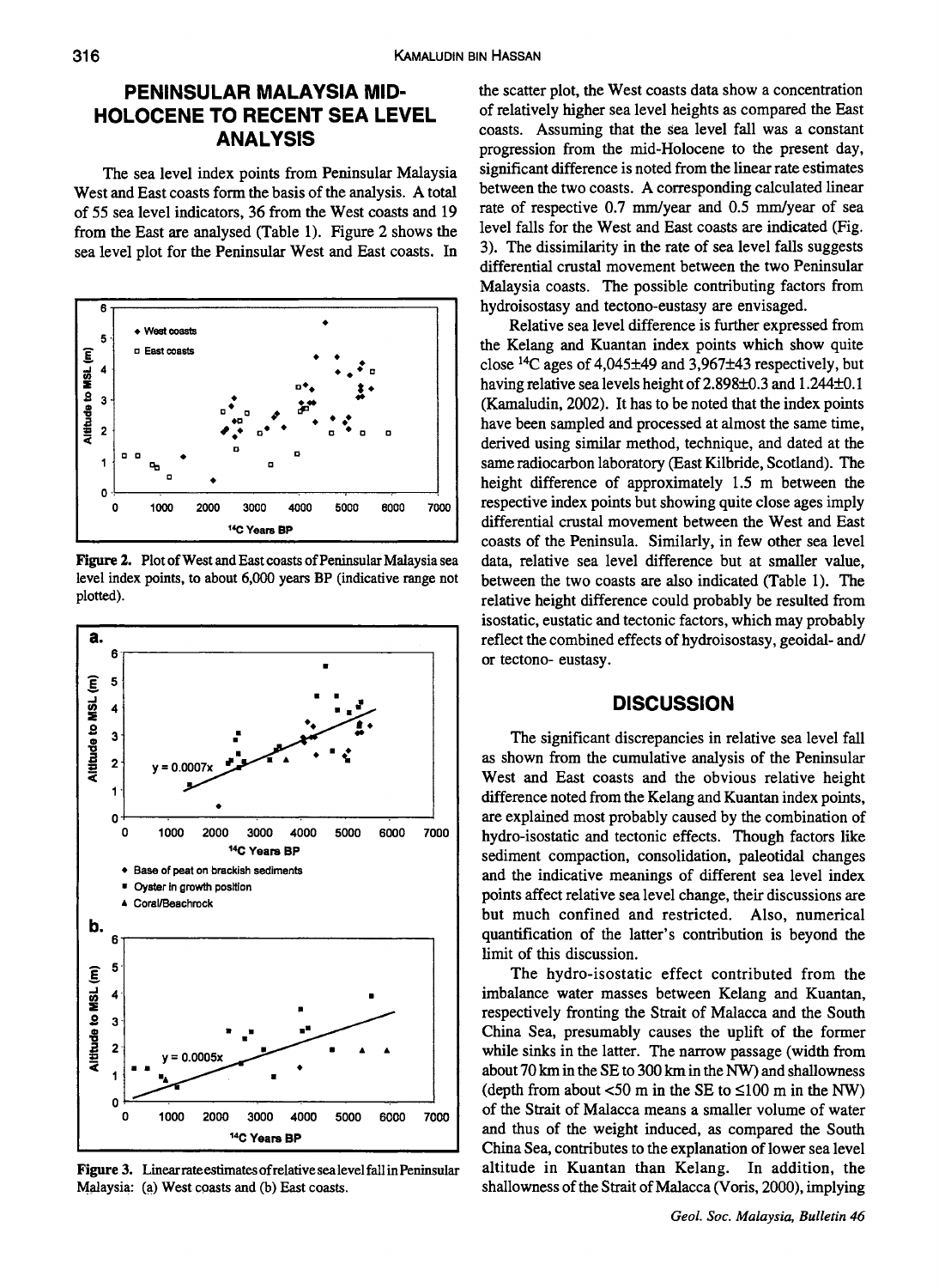## PENINSULAR MALAYSIA MID-HOLOCENE TO RECENT SEA LEVEL ANALYSIS

The sea level index points from Peninsular Malaysia West and East coasts form the basis of the analysis. A total of 55 sea level indicators, 36 from the West coasts and 19 from the East are analysed (Table 1). Figure 2 shows the sea level plot for the Peninsular West and East coasts. In the scatter plot, the West coasts data show a concentration of relatively higher sea level heights as compared the East coasts. Assuming that the sea level fall was a constant progression from the mid-Holocene to the present day, significant difference is noted from the linear rate estimates between the two coasts. A corresponding calculated linear rate of respective 0.7 mm/year and 0.5 mm/year of sea level falls for the West and East coasts are indicated (Fig. 3). The dissimilarity in the rate of sea level falls suggests differential crustal movement between the two Peninsular Malaysia coasts. The possible contributing factors from hydroisostasy and tectono-eustasy are envisaged.

**Figure 2.** Plot of West and East coasts of Peninsular Malaysia sea level index points, to about 6,000 years BP (indicative range not plotted).

**Figure 3.** Linear rate estimates of relative sea level fall in Peninsular Malaysia: (a) West coasts and (b) East coasts.

Relative sea level difference is further expressed from the Kelang and Kuantan index points which show quite close $^{14}C$ ages of 4,045±49 and 3,967±43 respectively, but having relative sea levels height of 2.898±0.3 and 1.244±0.1 (Kamaludin, 2002). It has to be noted that the index points have been sampled and processed at almost the same time, derived using similar method, technique, and dated at the same radiocarbon laboratory (East Kilbride, Scotland). The height difference of approximately 1.5 m between the respective index points but showing quite close ages imply differential crustal movement between the West and East coasts of the Peninsula. Similarly, in few other sea level data, relative sea level difference but at smaller value, between the two coasts are also indicated (Table 1). The relative height difference could probably be resulted from isostatic, eustatic and tectonic factors, which may probably reflect the combined effects of hydroisostasy, geoidal- and/ or tectono- eustasy.

## DISCUSSION

The significant discrepancies in relative sea level fall as shown from the cumulative analysis of the Peninsular West and East coasts and the obvious relative height difference noted from the Kelang and Kuantan index points, are explained most probably caused by the combination of hydro-isostatic and tectonic effects. Though factors like sediment compaction, consolidation, paleotidal changes and the indicative meanings of different sea level index points affect relative sea level change, their discussions are but much confined and restricted. Also, numerical quantification of the latter's contribution is beyond the limit of this discussion.

The hydro-isostatic effect contributed from the imbalance water masses between Kelang and Kuantan, respectively fronting the Strait of Malacca and the South China Sea, presumably causes the uplift of the former while sinks in the latter. The narrow passage (width from about 70 km in the SE to 300 km in the NW) and shallowness (depth from about <50 m in the SE to ≤100 m in the NW) of the Strait of Malacca means a smaller volume of water and thus of the weight induced, as compared the South China Sea, contributes to the explanation of lower sea level altitude in Kuantan than Kelang. In addition, the shallowness of the Strait of Malacca (Voris, 2000), implying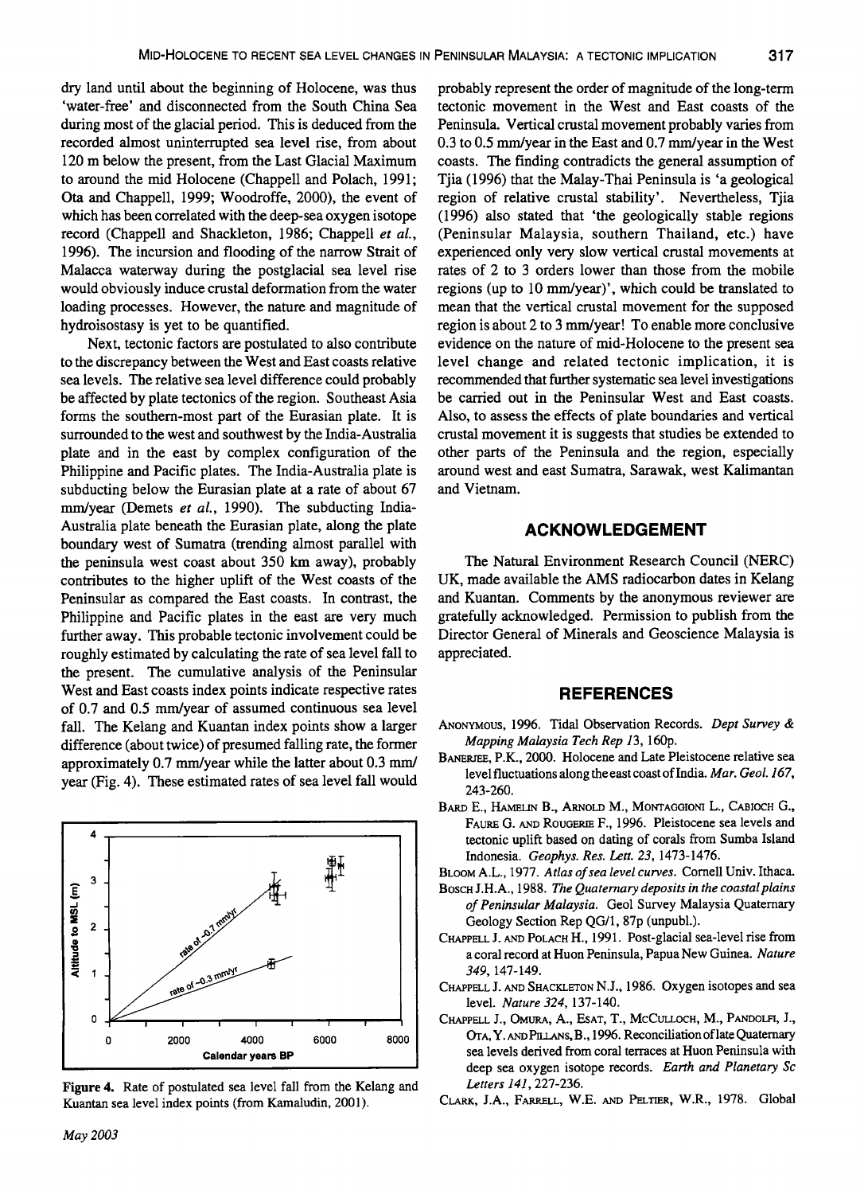dry land until about the beginning of Holocene, was thus 'water-free' and disconnected from the South China Sea during most of the glacial period. This is deduced from the recorded almost uninterrupted sea level rise, from about 120 m below the present, from the Last Glacial Maximum to around the mid Holocene (Chappell and Polach, 1991; Ota and Chappell, 1999; Woodroffe, 2000), the event of which has been correlated with the deep-sea oxygen isotope record (Chappell and Shackleton, 1986; Chappell *et al.*, 1996). The incursion and flooding of the narrow Strait of Malacca waterway during the postglacial sea level rise would obviously induce crustal deformation from the water loading processes. However, the nature and magnitude of hydroisostasy is yet to be quantified.

Next, tectonic factors are postulated to also contribute to the discrepancy between the West and East coasts relative sea levels. The relative sea level difference could probably be affected by plate tectonics of the region. Southeast Asia forms the southern-most part of the Eurasian plate. It is surrounded to the west and southwest by the India-Australia plate and in the east by complex configuration of the Philippine and Pacific plates. The India-Australia plate is subducting below the Eurasian plate at a rate of about 67 mm/year (Demets *et al.*, 1990). The subducting India-Australia plate beneath the Eurasian plate, along the plate boundary west of Sumatra (trending almost parallel with the peninsula west coast about 350 km away), probably contributes to the higher uplift of the West coasts of the Peninsular as compared the East coasts. In contrast, the Philippine and Pacific plates in the east are very much further away. This probable tectonic involvement could be roughly estimated by calculating the rate of sea level fall to the present. The cumulative analysis of the Peninsular West and East coasts index points indicate respective rates of 0.7 and 0.5 mm/year of assumed continuous sea level fall. The Kelang and Kuantan index points show a larger difference (about twice) of presumed falling rate, the former approximately 0.7 mm/year while the latter about 0.3 mm/year (Fig. 4). These estimated rates of sea level fall would probably represent the order of magnitude of the long-term tectonic movement in the West and East coasts of the Peninsula. Vertical crustal movement probably varies from 0.3 to 0.5 mm/year in the East and 0.7 mm/year in the West coasts. The finding contradicts the general assumption of Tjia (1996) that the Malay-Thai Peninsula is 'a geological region of relative crustal stability'. Nevertheless, Tjia (1996) also stated that 'the geologically stable regions (Peninsular Malaysia, southern Thailand, etc.) have experienced only very slow vertical crustal movements at rates of 2 to 3 orders lower than those from the mobile regions (up to 10 mm/year)', which could be translated to mean that the vertical crustal movement for the supposed region is about 2 to 3 mm/year! To enable more conclusive evidence on the nature of mid-Holocene to the present sea level change and related tectonic implication, it is recommended that further systematic sea level investigations be carried out in the Peninsular West and East coasts. Also, to assess the effects of plate boundaries and vertical crustal movement it is suggests that studies be extended to other parts of the Peninsula and the region, especially around west and east Sumatra, Sarawak, west Kalimantan and Vietnam.

Figure 4. Rate of postulated sea level fall from the Kelang and Kuantan sea level index points (from Kamaludin, 2001).

## ACKNOWLEDGEMENT

The Natural Environment Research Council (NERC) UK, made available the AMS radiocarbon dates in Kelang and Kuantan. Comments by the anonymous reviewer are gratefully acknowledged. Permission to publish from the Director General of Minerals and Geoscience Malaysia is appreciated.

## REFERENCES

Anonymous, 1996. Tidal Observation Records. *Dept Survey & Mapping Malaysia Tech Rep 13*, 160p.

Banerjee, P.K., 2000. Holocene and Late Pleistocene relative sea level fluctuations along the east coast of India. *Mar. Geol. 167*, 243-260.

Bard E., Hamelin B., Arnold M., Montaggioni L., Cabioch G., Faure G. and Rougerie F., 1996. Pleistocene sea levels and tectonic uplift based on dating of corals from Sumba Island Indonesia. *Geophys. Res. Lett. 23*, 1473-1476.

Bloom A.L., 1977. *Atlas of sea level curves*. Cornell Univ. Ithaca.

Bosch J.H.A., 1988. *The Quaternary deposits in the coastal plains of Peninsular Malaysia*. Geol Survey Malaysia Quaternary Geology Section Rep QG/1, 87p (unpubl.).

Chappell J. and Polach H., 1991. Post-glacial sea-level rise from a coral record at Huon Peninsula, Papua New Guinea. *Nature 349*, 147-149.

Chappell J. and Shackleton N.J., 1986. Oxygen isotopes and sea level. *Nature 324*, 137-140.

Chappell J., Omura, A., Esat, T., McCulloch, M., Pandolfi, J., Ota, Y. and Pillans, B., 1996. Reconciliation of late Quaternary sea levels derived from coral terraces at Huon Peninsula with deep sea oxygen isotope records. *Earth and Planetary Sc Letters 141*, 227-236.

Clark, J.A., Farrell, W.E. and Peltier, W.R., 1978. Global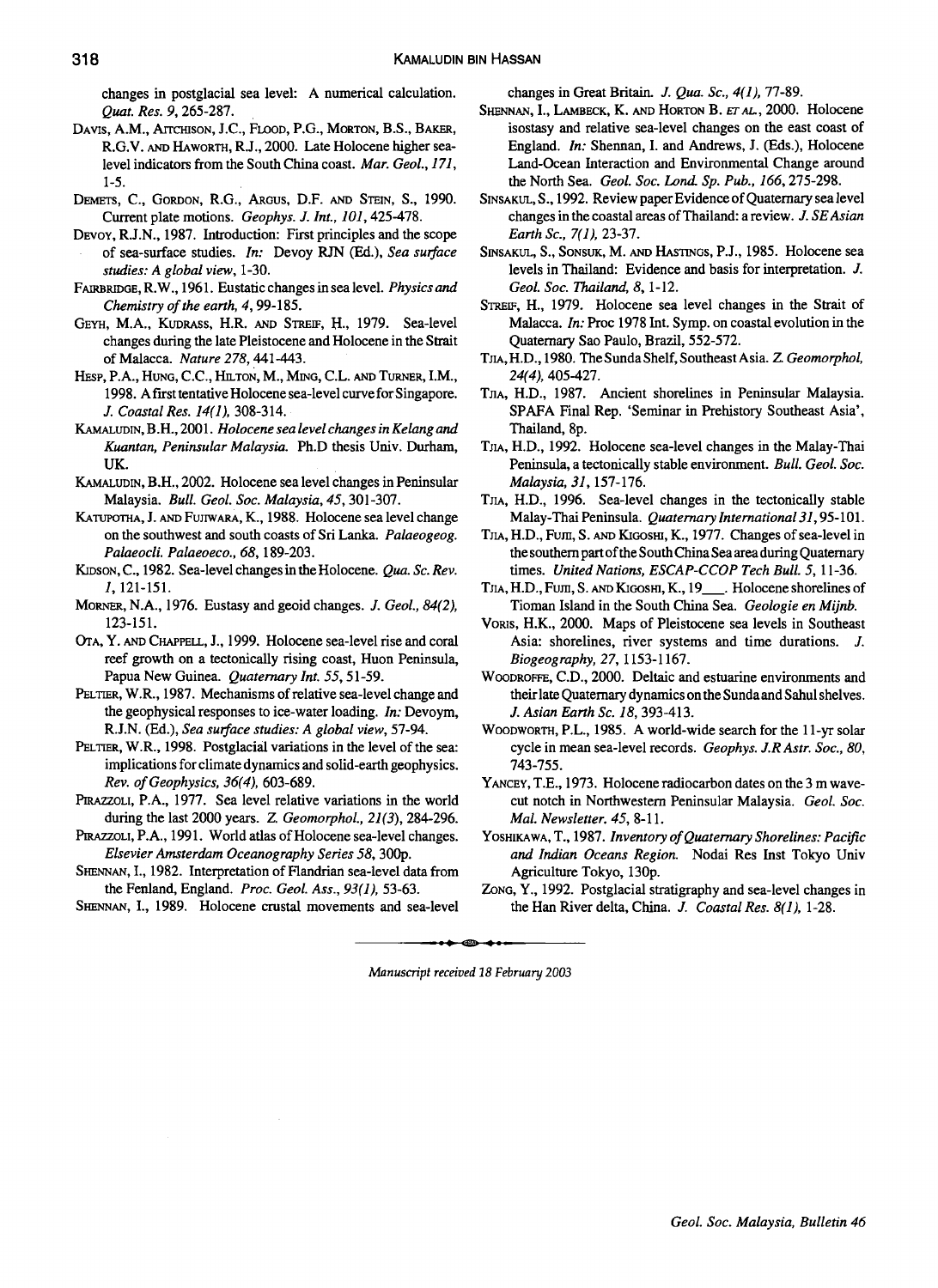changes in postglacial sea level: A numerical calculation. *Quat. Res. 9*, 265-287.

DAVIS, A.M., AITCHISON, J.C., FLOOD, P.G., MORTON, B.S., BAKER, R.G.V. AND HAWORTH, R.J., 2000. Late Holocene higher sea-level indicators from the South China coast. *Mar. Geol., 171*, 1-5.

DEMETS, C., GORDON, R.G., ARGUS, D.F. AND STEIN, S., 1990. Current plate motions. *Geophys. J. Int., 101*, 425-478.

DEVOY, R.J.N., 1987. Introduction: First principles and the scope of sea-surface studies. *In:* Devoy RJN (Ed.), *Sea surface studies: A global view*, 1-30.

FAIRBRIDGE, R.W., 1961. Eustatic changes in sea level. *Physics and Chemistry of the earth, 4*, 99-185.

GEYH, M.A., KUDRASS, H.R. AND STREIF, H., 1979. Sea-level changes during the late Pleistocene and Holocene in the Strait of Malacca. *Nature 278*, 441-443.

HESP, P.A., HUNG, C.C., HILTON, M., MING, C.L. AND TURNER, I.M., 1998. A first tentative Holocene sea-level curve for Singapore. *J. Coastal Res. 14(1)*, 308-314.

KAMALUDIN, B.H., 2001. *Holocene sea level changes in Kelang and Kuantan, Peninsular Malaysia.* Ph.D thesis Univ. Durham, UK.

KAMALUDIN, B.H., 2002. Holocene sea level changes in Peninsular Malaysia. *Bull. Geol. Soc. Malaysia, 45*, 301-307.

KATUPOTHA, J. AND FUJIWARA, K., 1988. Holocene sea level change on the southwest and south coasts of Sri Lanka. *Palaeogeog. Palaeocli. Palaeoeco., 68*, 189-203.

KIDSON, C., 1982. Sea-level changes in the Holocene. *Qua. Sc. Rev. 1*, 121-151.

MORNER, N.A., 1976. Eustasy and geoid changes. *J. Geol., 84(2)*, 123-151.

OTA, Y. AND CHAPPELL, J., 1999. Holocene sea-level rise and coral reef growth on a tectonically rising coast, Huon Peninsula, Papua New Guinea. *Quaternary Int. 55*, 51-59.

PELTIER, W.R., 1987. Mechanisms of relative sea-level change and the geophysical responses to ice-water loading. *In:* Devoym, R.J.N. (Ed.), *Sea surface studies: A global view*, 57-94.

PELTIER, W.R., 1998. Postglacial variations in the level of the sea: implications for climate dynamics and solid-earth geophysics. *Rev. of Geophysics, 36(4)*, 603-689.

PIRAZZOLI, P.A., 1977. Sea level relative variations in the world during the last 2000 years. *Z. Geomorphol., 21(3)*, 284-296.

PIRAZZOLI, P.A., 1991. World atlas of Holocene sea-level changes. *Elsevier Amsterdam Oceanography Series 58*, 300p.

SHENNAN, I., 1982. Interpretation of Flandrian sea-level data from the Fenland, England. *Proc. Geol. Ass., 93(1)*, 53-63.

SHENNAN, I., 1989. Holocene crustal movements and sea-level changes in Great Britain. *J. Qua. Sc., 4(1)*, 77-89.

SHENNAN, I., LAMBECK, K. AND HORTON B. ET AL., 2000. Holocene isostasy and relative sea-level changes on the east coast of England. *In:* Shennan, I. and Andrews, J. (Eds.), Holocene Land-Ocean Interaction and Environmental Change around the North Sea. *Geol. Soc. Lond. Sp. Pub., 166*, 275-298.

SINSAKUL, S., 1992. Review paper Evidence of Quaternary sea level changes in the coastal areas of Thailand: a review. *J. SE Asian Earth Sc., 7(1)*, 23-37.

SINSAKUL, S., SONSUK, M. AND HASTINGS, P.J., 1985. Holocene sea levels in Thailand: Evidence and basis for interpretation. *J. Geol. Soc. Thailand, 8*, 1-12.

STREIF, H., 1979. Holocene sea level changes in the Strait of Malacca. *In:* Proc 1978 Int. Symp. on coastal evolution in the Quaternary Sao Paulo, Brazil, 552-572.

TJIA, H.D., 1980. The Sunda Shelf, Southeast Asia. *Z. Geomorphol, 24(4)*, 405-427.

TJIA, H.D., 1987. Ancient shorelines in Peninsular Malaysia. SPAFA Final Rep. 'Seminar in Prehistory Southeast Asia', Thailand, 8p.

TJIA, H.D., 1992. Holocene sea-level changes in the Malay-Thai Peninsula, a tectonically stable environment. *Bull. Geol. Soc. Malaysia, 31*, 157-176.

TJIA, H.D., 1996. Sea-level changes in the tectonically stable Malay-Thai Peninsula. *Quaternary International 31*, 95-101.

TJIA, H.D., FUJII, S. AND KIGOSHI, K., 1977. Changes of sea-level in the southern part of the South China Sea area during Quaternary times. *United Nations, ESCAP-CCOP Tech Bull. 5*, 11-36.

TJIA, H.D., FUJII, S. AND KIGOSHI, K., 19___. Holocene shorelines of Tioman Island in the South China Sea. *Geologie en Mijnb.*

VORIS, H.K., 2000. Maps of Pleistocene sea levels in Southeast Asia: shorelines, river systems and time durations. *J. Biogeography, 27*, 1153-1167.

WOODROFFE, C.D., 2000. Deltaic and estuarine environments and their late Quaternary dynamics on the Sunda and Sahul shelves. *J. Asian Earth Sc. 18*, 393-413.

WOODWORTH, P.L., 1985. A world-wide search for the 11-yr solar cycle in mean sea-level records. *Geophys. J.R Astr. Soc., 80*, 743-755.

YANCEY, T.E., 1973. Holocene radiocarbon dates on the 3 m wave-cut notch in Northwestern Peninsular Malaysia. *Geol. Soc. Mal. Newsletter. 45*, 8-11.

YOSHIKAWA, T., 1987. *Inventory of Quaternary Shorelines: Pacific and Indian Oceans Region.* Nodai Res Inst Tokyo Univ Agriculture Tokyo, 130p.

ZONG, Y., 1992. Postglacial stratigraphy and sea-level changes in the Han River delta, China. *J. Coastal Res. 8(1)*, 1-28.

*Manuscript received 18 February 2003*